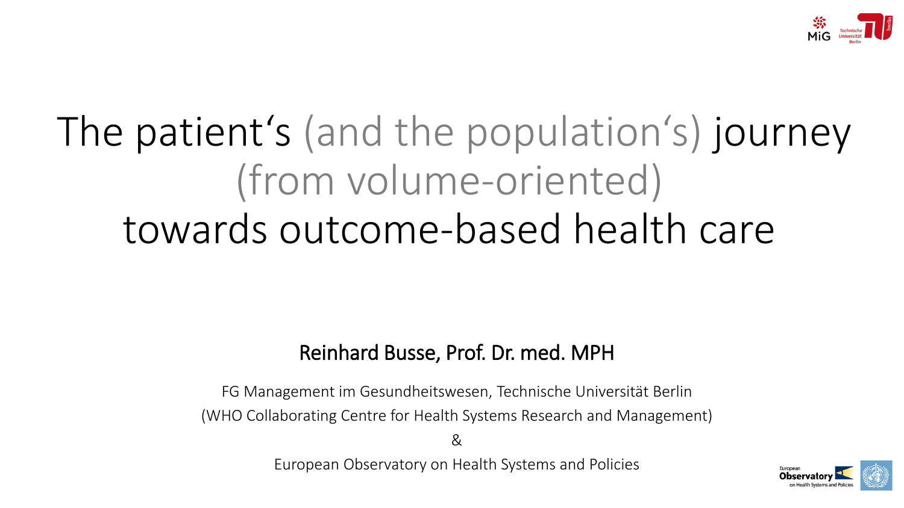# The patient‘s (and the population‘s) journey (from volume-oriented) towards outcome-based health care

**Reinhard Busse, Prof. Dr. med. MPH**

FG Management im Gesundheitswesen, Technische Universität Berlin

(WHO Collaborating Centre for Health Systems Research and Management)

&

European Observatory on Health Systems and Policies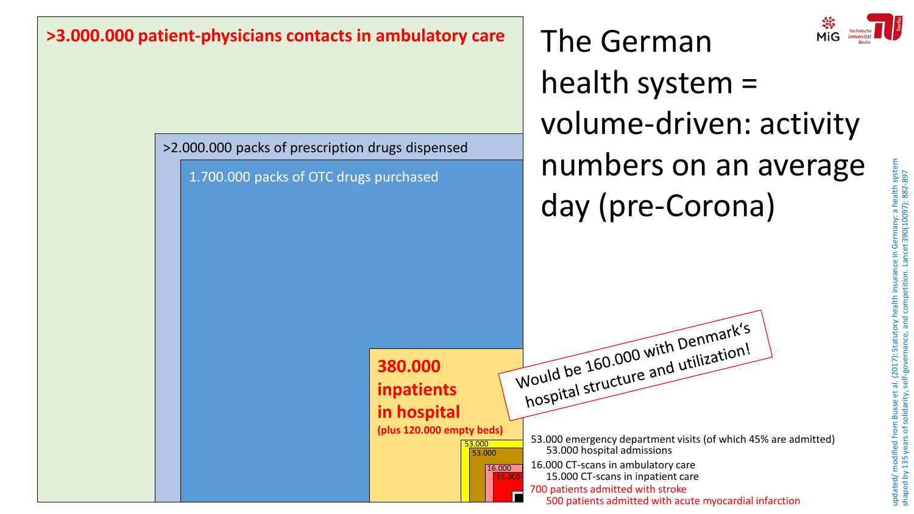# The German health system = volume-driven: activity numbers on an average day (pre-Corona)

**>3.000.000 patient-physicians contacts in ambulatory care**

>2.000.000 packs of prescription drugs dispensed

1.700.000 packs of OTC drugs purchased

**380.000 inpatients in hospital**
**(plus 120.000 empty beds)**

Would be 160.000 with Denmark's hospital structure and utilization!

53.000 emergency department visits (of which 45% are admitted)
53.000 hospital admissions

16.000 CT-scans in ambulatory care
15.000 CT-scans in inpatient care

700 patients admitted with stroke
500 patients admitted with acute myocardial infarction

updated/ modified from Busse et al. (2017): Statutory health insurance in Germany: a health system shaped by 135 years of solidarity, self-governance, and competition. Lancet 390(10097): 882-897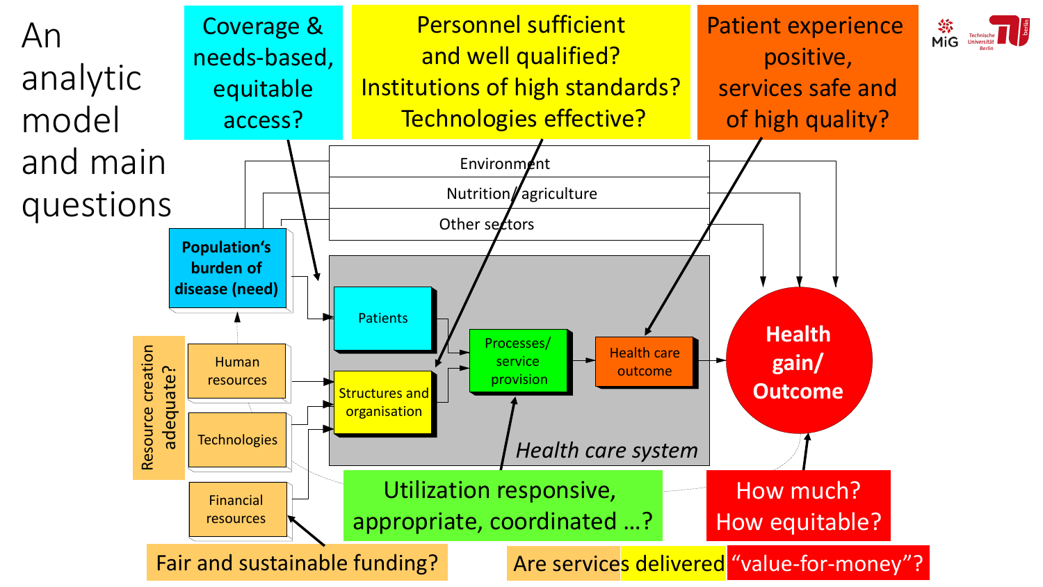# An analytic model and main questions

Coverage & needs-based, equitable access?

Personnel sufficient and well qualified? Institutions of high standards? Technologies effective?

Patient experience positive, services safe and of high quality?

Environment

Nutrition / agriculture

Other sectors

**Population's burden of disease (need)**

Patients

Structures and organisation

Processes/ service provision

Health care outcome

*Health care system*

**Health gain/ Outcome**

Resource creation adequate?

Human resources

Technologies

Financial resources

Utilization responsive, appropriate, coordinated …?

How much? How equitable?

Fair and sustainable funding?

Are services delivered "value-for-money"?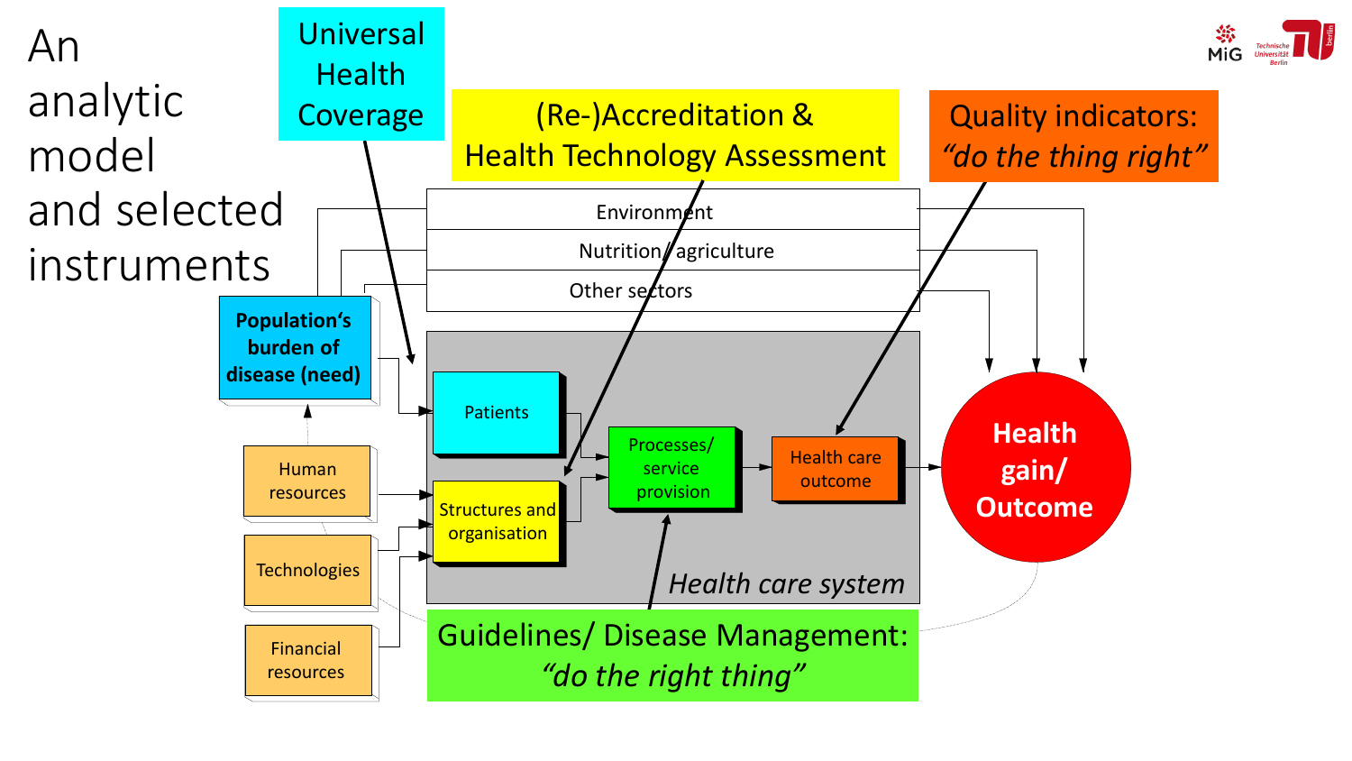# An analytic model and selected instruments

Universal Health Coverage

(Re-)Accreditation & Health Technology Assessment

Quality indicators: *"do the thing right"*

Environment

Nutrition/ agriculture

Other sectors

**Population's burden of disease (need)**

Patients

Structures and organisation

Processes/ service provision

Health care outcome

**Health gain/ Outcome**

Human resources

Technologies

Financial resources

*Health care system*

Guidelines/ Disease Management: *"do the right thing"*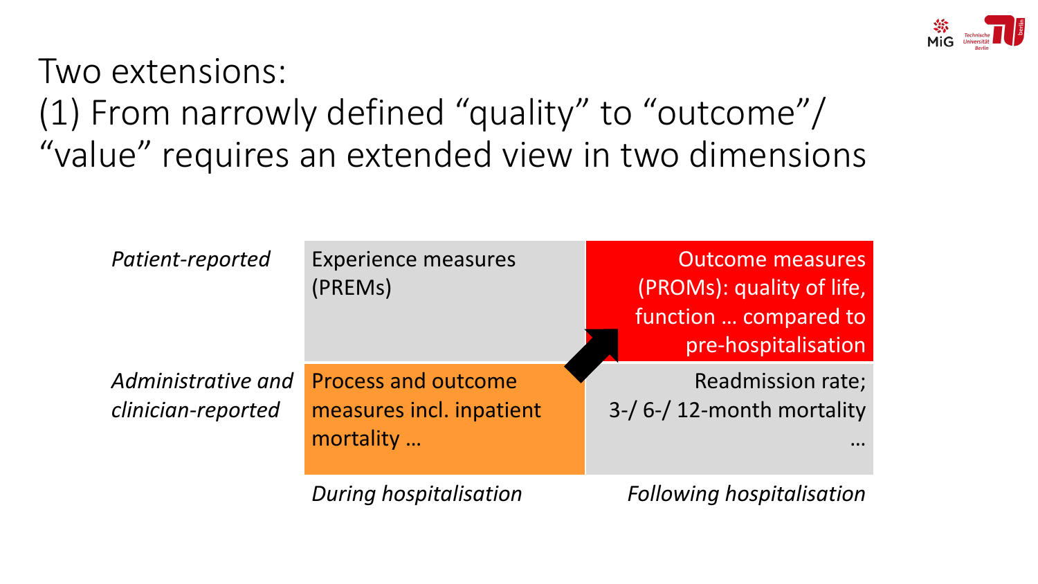# Two extensions:
# (1) From narrowly defined “quality” to “outcome”/ “value” requires an extended view in two dimensions

| | *During hospitalisation* | *Following hospitalisation* |
|---|---|---|
| *Patient-reported* | Experience measures (PREMs) | Outcome measures (PROMs): quality of life, function … compared to pre-hospitalisation |
| *Administrative and clinician-reported* | Process and outcome measures incl. inpatient mortality … | Readmission rate; 3-/ 6-/ 12-month mortality … |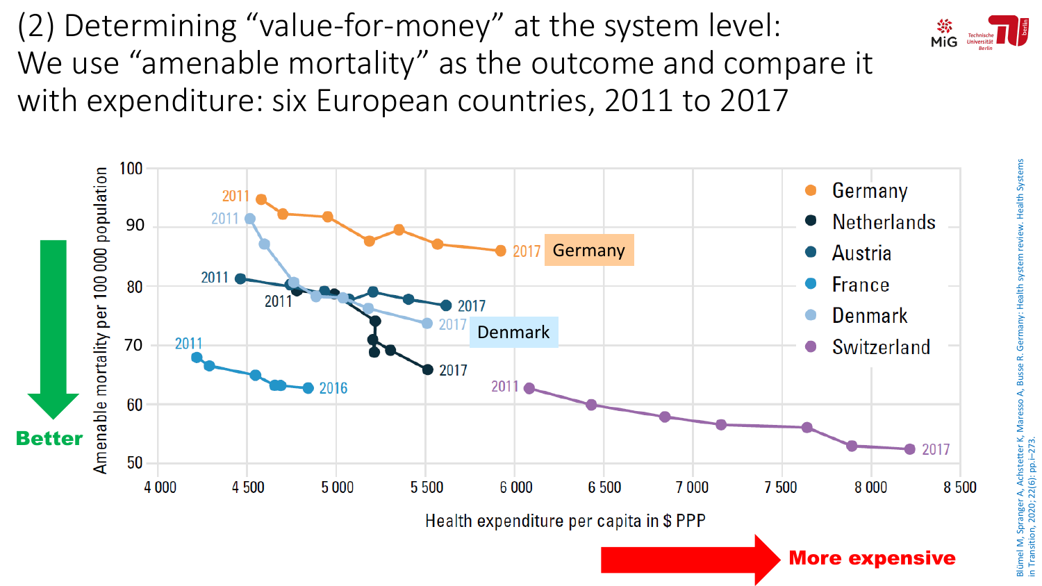# (2) Determining "value-for-money" at the system level: We use "amenable mortality" as the outcome and compare it with expenditure: six European countries, 2011 to 2017

Amenable mortality per 100 000 population (y-axis, 50–100) vs. Health expenditure per capita in $ PPP (x-axis, 4 000–8 500)

Legend: Germany, Netherlands, Austria, France, Denmark, Switzerland

- Germany: 2011 – 2017
- Denmark: 2011 – 2017
- Austria: 2011 – 2017
- Netherlands: 2011 – 2017
- France: 2011 – 2016
- Switzerland: 2011 – 2017

**Better** (lower mortality)

**More expensive** (higher expenditure)

Blümel M, Spranger A, Achstetter K, Maresso A, Busse R. Germany: Health system review. Health Systems in Transition, 2020; 22(6): pp.i–273.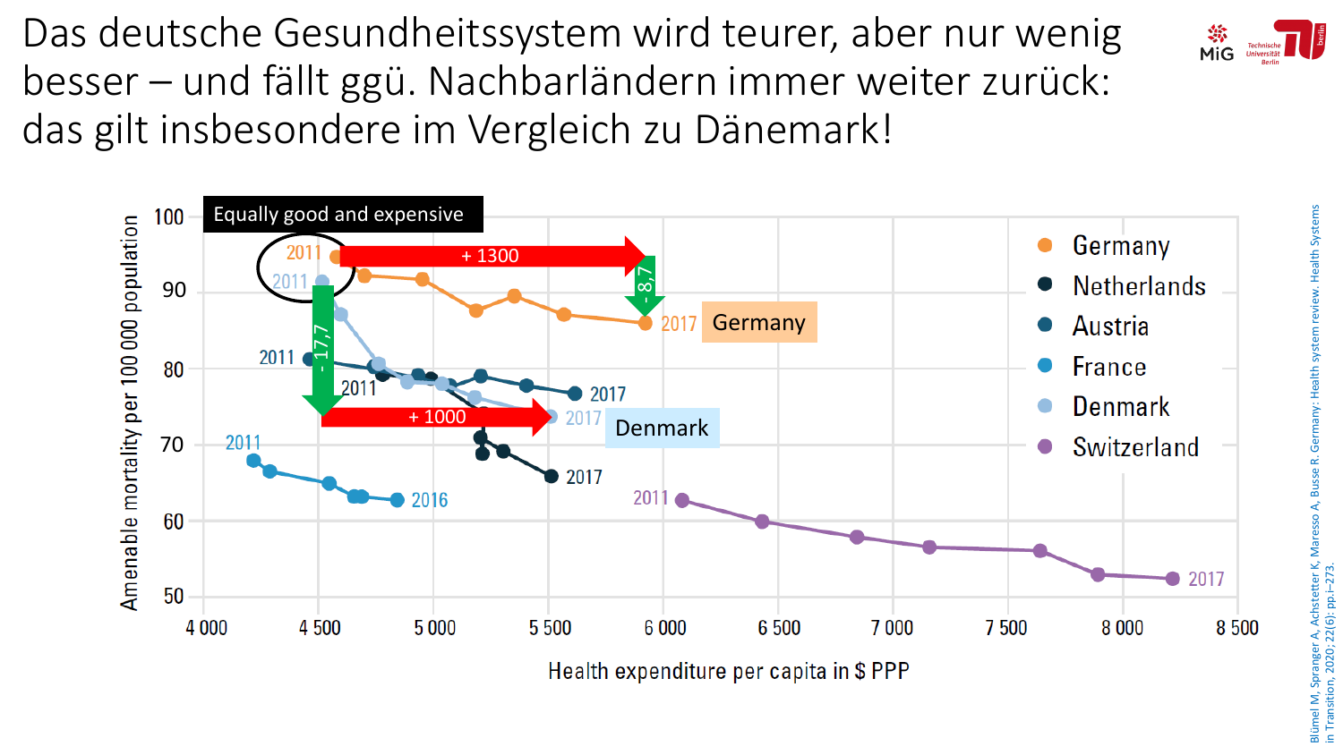# Das deutsche Gesundheitssystem wird teurer, aber nur wenig besser – und fällt ggü. Nachbarländern immer weiter zurück: das gilt insbesondere im Vergleich zu Dänemark!

Equally good and expensive

Amenable mortality per 100 000 population

100
90
80
70
60
50

Health expenditure per capita in $ PPP

4 000
4 500
5 000
5 500
6 000
6 500
7 000
7 500
8 000
8 500

2011
2011
2011
2011
2011
2011
2017
2017
2017
2017
2016
2017

+ 1300
- 8,7
- 17,7
+ 1000

Germany
Denmark

Germany
Netherlands
Austria
France
Denmark
Switzerland

Blümel M, Spranger A, Achstetter K, Maresso A, Busse R. Germany: Health system review. Health Systems in Transition, 2020; 22(6): pp.i–273.